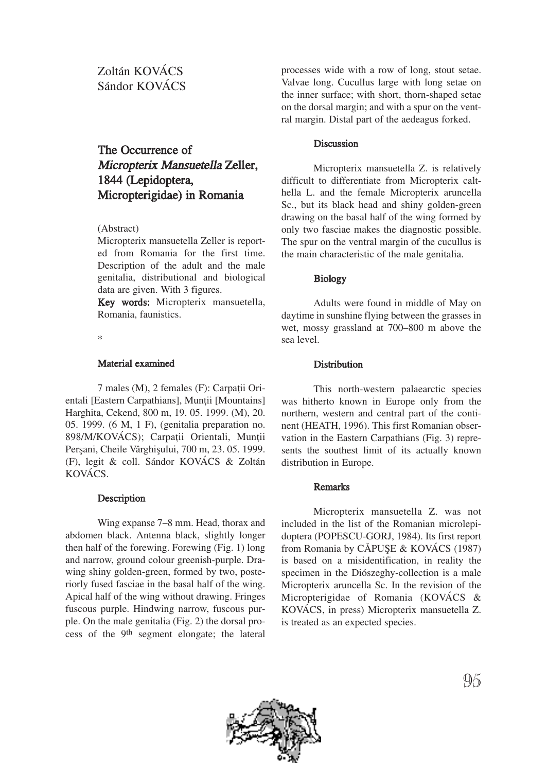Zoltán KOVÁCS
Sándor KOVÁCS

# The Occurrence of *Micropterix Mansuetella* Zeller, 1844 (Lepidoptera, Micropterigidae) in Romania

(Abstract)

Micropterix mansuetella Zeller is reported from Romania for the first time. Description of the adult and the male genitalia, distributional and biological data are given. With 3 figures.

**Key words:** Micropterix mansuetella, Romania, faunistics.

\*

## Material examined

7 males (M), 2 females (F): Carpații Orientali [Eastern Carpathians], Munții [Mountains] Harghita, Cekend, 800 m, 19. 05. 1999. (M), 20. 05. 1999. (6 M, 1 F), (genitalia preparation no. 898/M/KOVÁCS); Carpații Orientali, Munții Perşani, Cheile Vârghişului, 700 m, 23. 05. 1999. (F), legit & coll. Sándor KOVÁCS & Zoltán KOVÁCS.

## Description

Wing expanse 7–8 mm. Head, thorax and abdomen black. Antenna black, slightly longer then half of the forewing. Forewing (Fig. 1) long and narrow, ground colour greenish-purple. Drawing shiny golden-green, formed by two, posteriorly fused fasciae in the basal half of the wing. Apical half of the wing without drawing. Fringes fuscous purple. Hindwing narrow, fuscous purple. On the male genitalia (Fig. 2) the dorsal process of the 9th segment elongate; the lateral processes wide with a row of long, stout setae. Valvae long. Cucullus large with long setae on the inner surface; with short, thorn-shaped setae on the dorsal margin; and with a spur on the ventral margin. Distal part of the aedeagus forked.

## Discussion

Micropterix mansuetella Z. is relatively difficult to differentiate from Micropterix calthella L. and the female Micropterix aruncella Sc., but its black head and shiny golden-green drawing on the basal half of the wing formed by only two fasciae makes the diagnostic possible. The spur on the ventral margin of the cucullus is the main characteristic of the male genitalia.

## Biology

Adults were found in middle of May on daytime in sunshine flying between the grasses in wet, mossy grassland at 700–800 m above the sea level.

## Distribution

This north-western palaearctic species was hitherto known in Europe only from the northern, western and central part of the continent (HEATH, 1996). This first Romanian observation in the Eastern Carpathians (Fig. 3) represents the southest limit of its actually known distribution in Europe.

## Remarks

Micropterix mansuetella Z. was not included in the list of the Romanian microlepidoptera (POPESCU-GORJ, 1984). Its first report from Romania by CĂPUŞE & KOVÁCS (1987) is based on a misidentification, in reality the specimen in the Diószeghy-collection is a male Micropterix aruncella Sc. In the revision of the Micropterigidae of Romania (KOVÁCS & KOVÁCS, in press) Micropterix mansuetella Z. is treated as an expected species.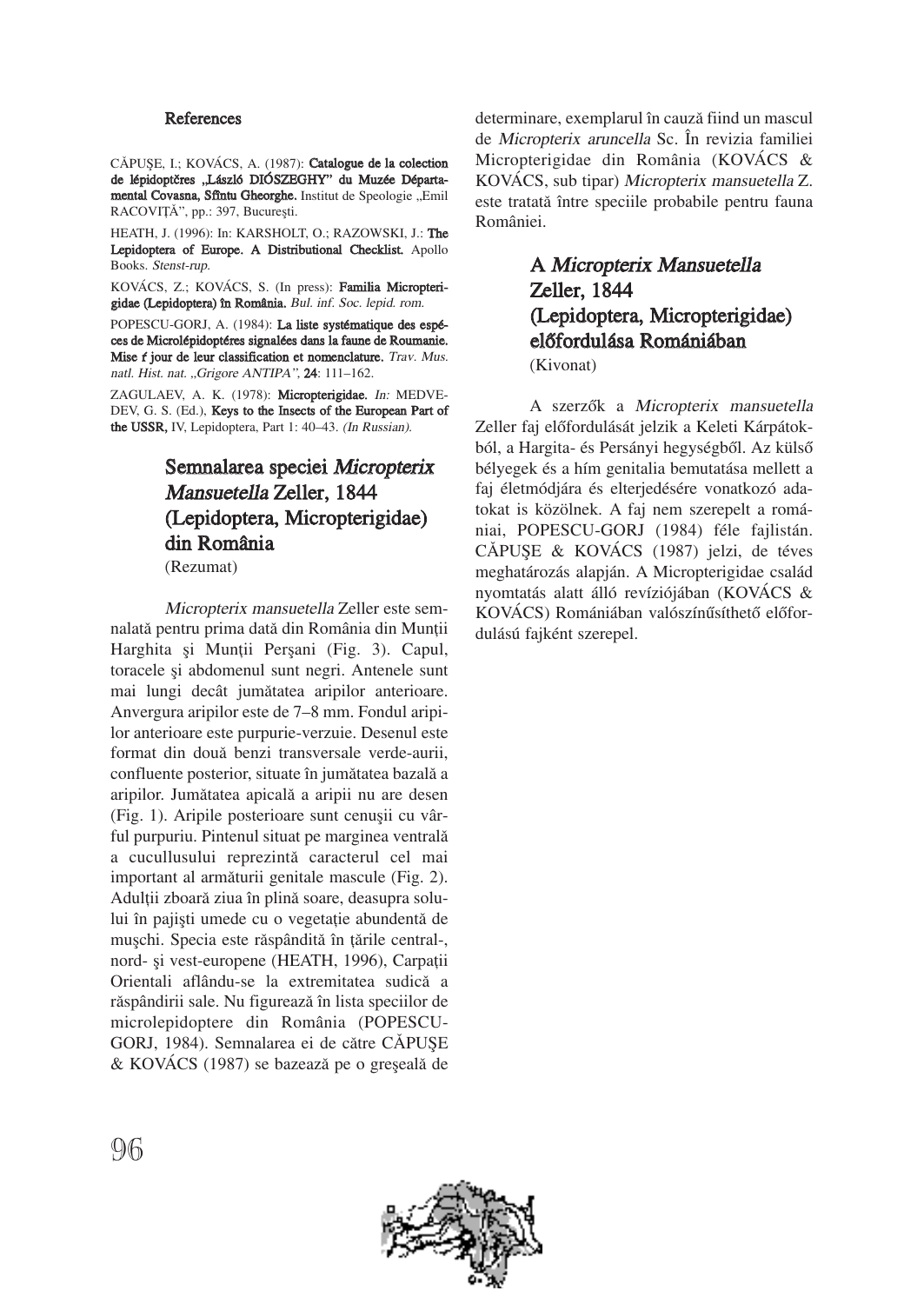## References

CĂPUŞE, I.; KOVÁCS, A. (1987): **Catalogue de la colection de lépidoptčres „László DIÓSZEGHY" du Muzée Départamental Covasna, Sfîntu Gheorghe.** Institut de Speologie „Emil RACOVIŢĂ", pp.: 397, Bucureşti.

HEATH, J. (1996): In: KARSHOLT, O.; RAZOWSKI, J.: **The Lepidoptera of Europe. A Distributional Checklist.** Apollo Books. *Stenst-rup.*

KOVÁCS, Z.; KOVÁCS, S. (In press): **Familia Micropterigidae (Lepidoptera) în România.** *Bul. inf. Soc. lepid. rom.*

POPESCU-GORJ, A. (1984): **La liste systématique des espéces de Microlépidoptéres signalées dans la faune de Roumanie. Mise ŕ jour de leur classification et nomenclature.** *Trav. Mus. natl. Hist. nat. „Grigore ANTIPA"*, **24**: 111–162.

ZAGULAEV, A. K. (1978): **Micropterigidae.** *In:* MEDVEDEV, G. S. (Ed.), **Keys to the Insects of the European Part of the USSR,** IV, Lepidoptera, Part 1: 40–43. *(In Russian).*

## Semnalarea speciei *Micropterix Mansuetella* Zeller, 1844 (Lepidoptera, Micropterigidae) din România

(Rezumat)

*Micropterix mansuetella* Zeller este semnalată pentru prima dată din România din Munţii Harghita şi Munţii Perşani (Fig. 3). Capul, toracele şi abdomenul sunt negri. Antenele sunt mai lungi decât jumătatea aripilor anterioare. Anvergura aripilor este de 7–8 mm. Fondul aripilor anterioare este purpurie-verzuie. Desenul este format din două benzi transversale verde-aurii, confluente posterior, situate în jumătatea bazală a aripilor. Jumătatea apicală a aripii nu are desen (Fig. 1). Aripile posterioare sunt cenuşii cu vârful purpuriu. Pintenul situat pe marginea ventrală a cucullusului reprezintă caracterul cel mai important al armăturii genitale mascule (Fig. 2). Adulţii zboară ziua în plină soare, deasupra solului în pajişti umede cu o vegetaţie abundentă de muşchi. Specia este răspândită în ţările central-, nord- şi vest-europene (HEATH, 1996), Carpaţii Orientali aflându-se la extremitatea sudică a răspândirii sale. Nu figurează în lista speciilor de microlepidoptere din România (POPESCU-GORJ, 1984). Semnalarea ei de către CĂPUŞE & KOVÁCS (1987) se bazează pe o greşeală de determinare, exemplarul în cauză fiind un mascul de *Micropterix aruncella* Sc. În revizia familiei Micropterigidae din România (KOVÁCS & KOVÁCS, sub tipar) *Micropterix mansuetella* Z. este tratată între speciile probabile pentru fauna României.

## A *Micropterix Mansuetella* Zeller, 1844 (Lepidoptera, Micropterigidae) előfordulása Romániában

(Kivonat)

A szerzők a *Micropterix mansuetella* Zeller faj előfordulását jelzik a Keleti Kárpátokból, a Hargita- és Persányi hegységből. Az külső bélyegek és a hím genitalia bemutatása mellett a faj életmódjára és elterjedésére vonatkozó adatokat is közölnek. A faj nem szerepelt a romániai, POPESCU-GORJ (1984) féle fajlistán. CĂPUŞE & KOVÁCS (1987) jelzi, de téves meghatározás alapján. A Micropterigidae család nyomtatás alatt álló revíziójában (KOVÁCS & KOVÁCS) Romániában valószínűsíthető előfordulású fajként szerepel.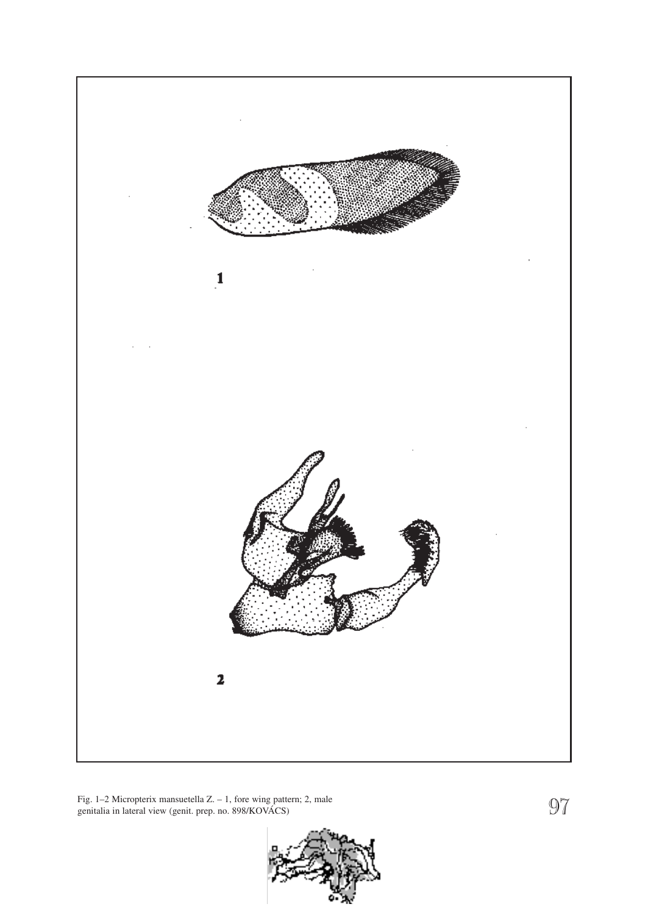1

2

Fig. 1–2 Micropterix mansuetella Z. – 1, fore wing pattern; 2, male genitalia in lateral view (genit. prep. no. 898/KOVÁCS)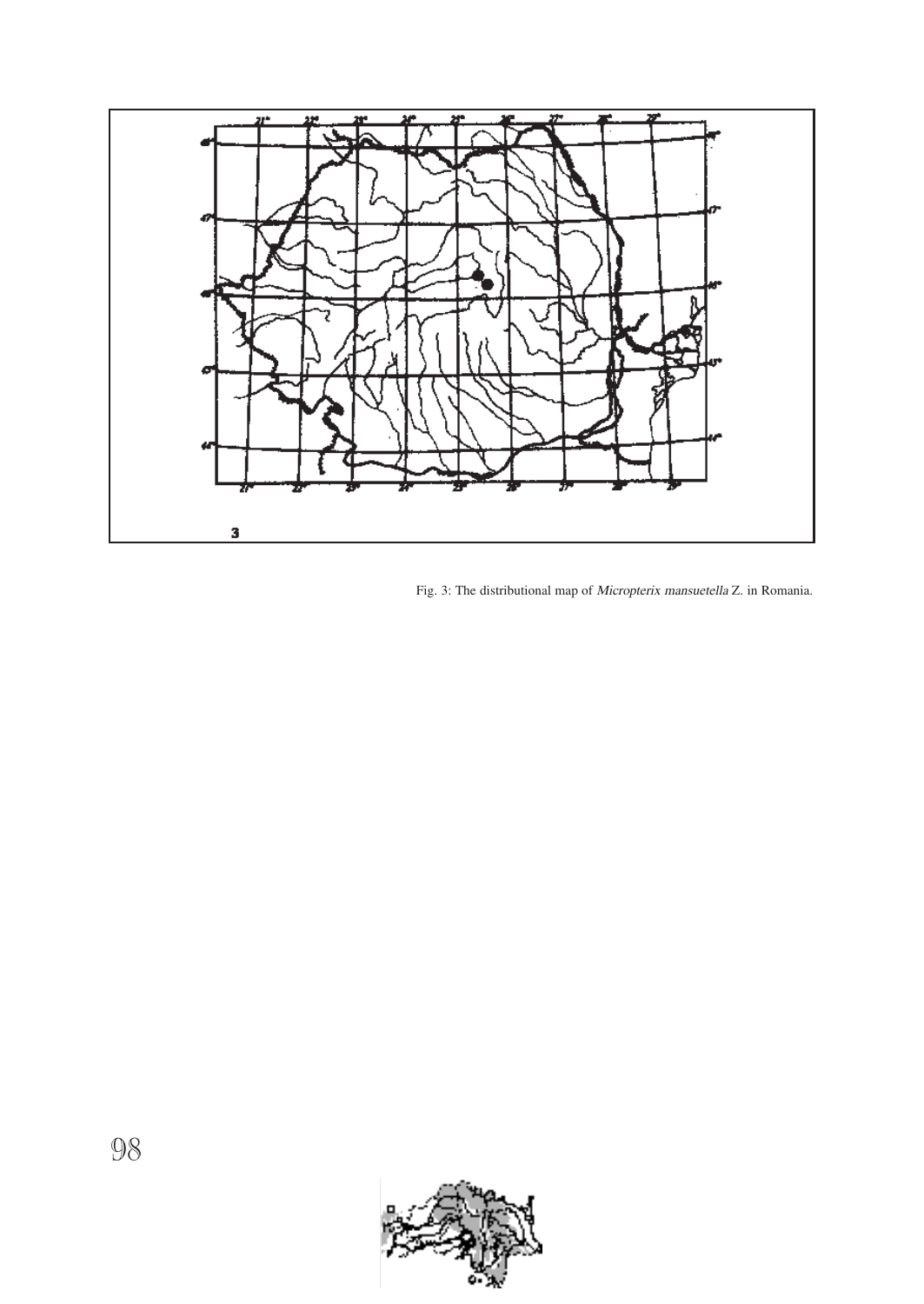3

Fig. 3: The distributional map of *Micropterix mansuetella* Z. in Romania.